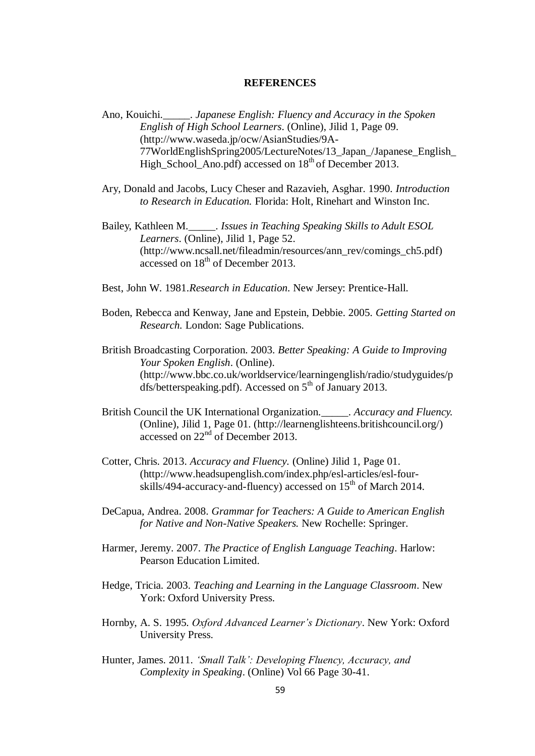# REFERENCES

Ano, Kouichi._____. *Japanese English: Fluency and Accuracy in the Spoken English of High School Learners*. (Online), Jilid 1, Page 09. (http://www.waseda.jp/ocw/AsianStudies/9A-77WorldEnglishSpring2005/LectureNotes/13_Japan_/Japanese_English_High_School_Ano.pdf) accessed on 18th of December 2013.

Ary, Donald and Jacobs, Lucy Cheser and Razavieh, Asghar. 1990. *Introduction to Research in Education.* Florida: Holt, Rinehart and Winston Inc.

Bailey, Kathleen M._____. *Issues in Teaching Speaking Skills to Adult ESOL Learners*. (Online), Jilid 1, Page 52. (http://www.ncsall.net/fileadmin/resources/ann_rev/comings_ch5.pdf) accessed on 18th of December 2013.

Best, John W. 1981.*Research in Education*. New Jersey: Prentice-Hall.

Boden, Rebecca and Kenway, Jane and Epstein, Debbie. 2005. *Getting Started on Research.* London: Sage Publications.

British Broadcasting Corporation. 2003. *Better Speaking: A Guide to Improving Your Spoken English*. (Online). (http://www.bbc.co.uk/worldservice/learningenglish/radio/studyguides/pdfs/betterspeaking.pdf). Accessed on 5th of January 2013.

British Council the UK International Organization._____. *Accuracy and Fluency.* (Online), Jilid 1, Page 01. (http://learnenglishteens.britishcouncil.org/) accessed on 22nd of December 2013.

Cotter, Chris. 2013. *Accuracy and Fluency.* (Online) Jilid 1, Page 01. (http://www.headsupenglish.com/index.php/esl-articles/esl-four-skills/494-accuracy-and-fluency) accessed on 15th of March 2014.

DeCapua, Andrea. 2008. *Grammar for Teachers: A Guide to American English for Native and Non-Native Speakers.* New Rochelle: Springer.

Harmer, Jeremy. 2007. *The Practice of English Language Teaching*. Harlow: Pearson Education Limited.

Hedge, Tricia. 2003. *Teaching and Learning in the Language Classroom*. New York: Oxford University Press.

Hornby, A. S. 1995. *Oxford Advanced Learner's Dictionary*. New York: Oxford University Press.

Hunter, James. 2011. *'Small Talk': Developing Fluency, Accuracy, and Complexity in Speaking*. (Online) Vol 66 Page 30-41.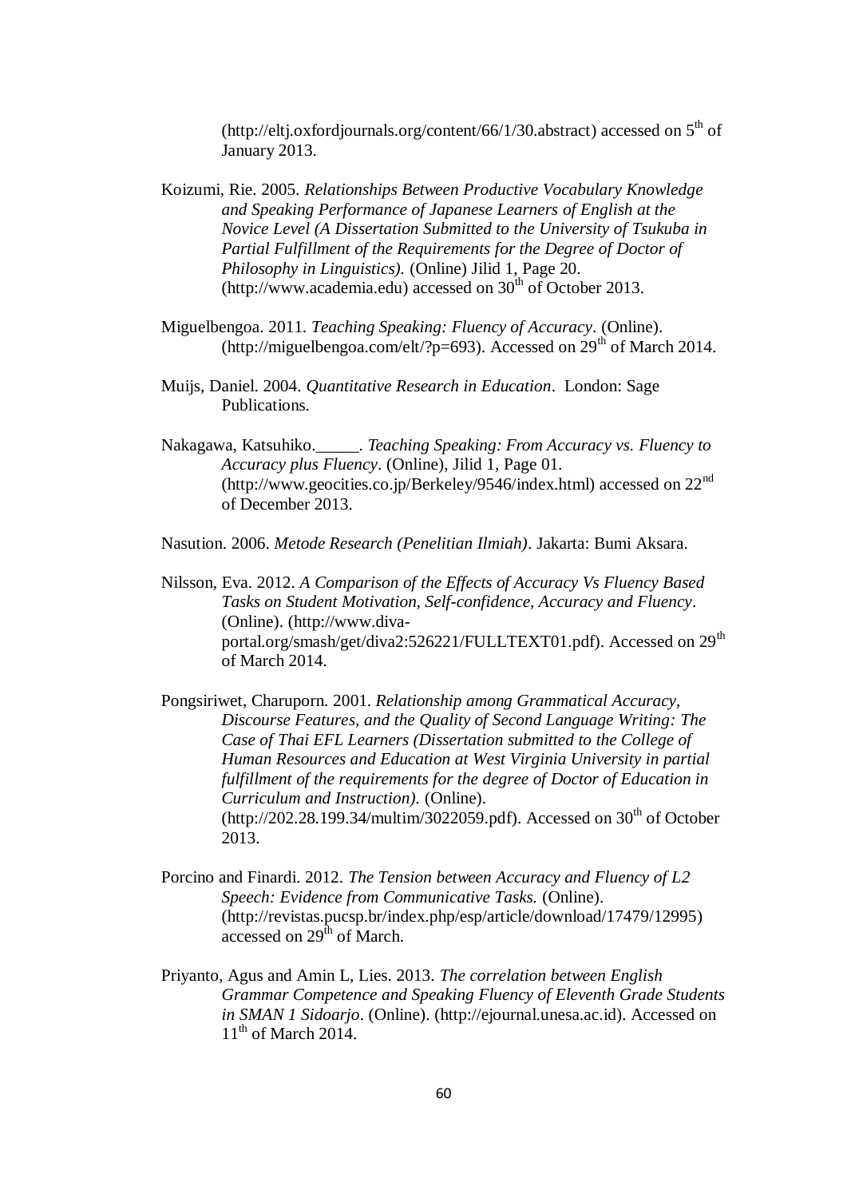(http://eltj.oxfordjournals.org/content/66/1/30.abstract) accessed on 5th of January 2013.

Koizumi, Rie. 2005. *Relationships Between Productive Vocabulary Knowledge and Speaking Performance of Japanese Learners of English at the Novice Level (A Dissertation Submitted to the University of Tsukuba in Partial Fulfillment of the Requirements for the Degree of Doctor of Philosophy in Linguistics).* (Online) Jilid 1, Page 20. (http://www.academia.edu) accessed on 30th of October 2013.

Miguelbengoa. 2011. *Teaching Speaking: Fluency of Accuracy*. (Online). (http://miguelbengoa.com/elt/?p=693). Accessed on 29th of March 2014.

Muijs, Daniel. 2004. *Quantitative Research in Education*. London: Sage Publications.

Nakagawa, Katsuhiko._____. *Teaching Speaking: From Accuracy vs. Fluency to Accuracy plus Fluency*. (Online), Jilid 1, Page 01. (http://www.geocities.co.jp/Berkeley/9546/index.html) accessed on 22nd of December 2013.

Nasution. 2006. *Metode Research (Penelitian Ilmiah)*. Jakarta: Bumi Aksara.

Nilsson, Eva. 2012. *A Comparison of the Effects of Accuracy Vs Fluency Based Tasks on Student Motivation, Self-confidence, Accuracy and Fluency*. (Online). (http://www.diva-portal.org/smash/get/diva2:526221/FULLTEXT01.pdf). Accessed on 29th of March 2014.

Pongsiriwet, Charuporn. 2001. *Relationship among Grammatical Accuracy, Discourse Features, and the Quality of Second Language Writing: The Case of Thai EFL Learners (Dissertation submitted to the College of Human Resources and Education at West Virginia University in partial fulfillment of the requirements for the degree of Doctor of Education in Curriculum and Instruction).* (Online). (http://202.28.199.34/multim/3022059.pdf). Accessed on 30th of October 2013.

Porcino and Finardi. 2012. *The Tension between Accuracy and Fluency of L2 Speech: Evidence from Communicative Tasks.* (Online). (http://revistas.pucsp.br/index.php/esp/article/download/17479/12995) accessed on 29th of March.

Priyanto, Agus and Amin L, Lies. 2013. *The correlation between English Grammar Competence and Speaking Fluency of Eleventh Grade Students in SMAN 1 Sidoarjo*. (Online). (http://ejournal.unesa.ac.id). Accessed on 11th of March 2014.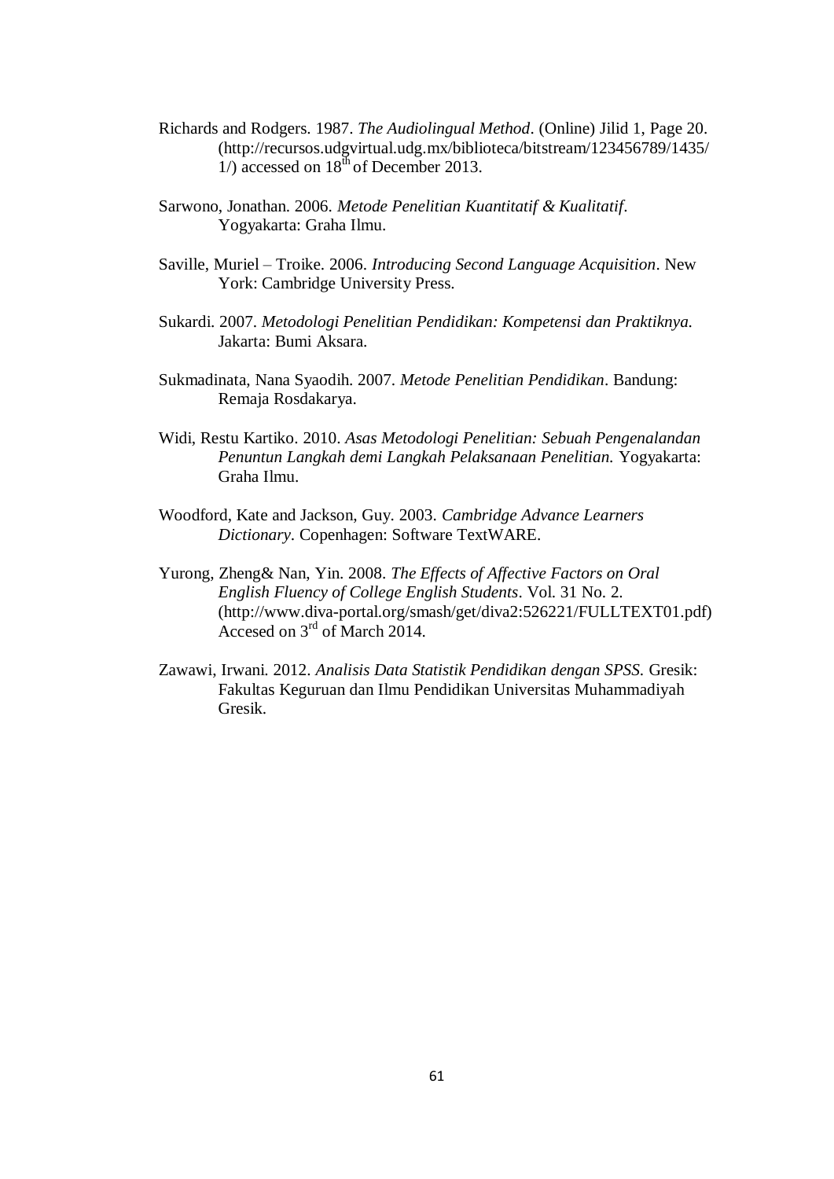Richards and Rodgers. 1987. *The Audiolingual Method*. (Online) Jilid 1, Page 20. (http://recursos.udgvirtual.udg.mx/biblioteca/bitstream/123456789/1435/1/) accessed on 18th of December 2013.

Sarwono, Jonathan. 2006. *Metode Penelitian Kuantitatif & Kualitatif*. Yogyakarta: Graha Ilmu.

Saville, Muriel – Troike. 2006. *Introducing Second Language Acquisition*. New York: Cambridge University Press.

Sukardi. 2007. *Metodologi Penelitian Pendidikan: Kompetensi dan Praktiknya.* Jakarta: Bumi Aksara.

Sukmadinata, Nana Syaodih. 2007. *Metode Penelitian Pendidikan*. Bandung: Remaja Rosdakarya.

Widi, Restu Kartiko. 2010. *Asas Metodologi Penelitian: Sebuah Pengenalandan Penuntun Langkah demi Langkah Pelaksanaan Penelitian.* Yogyakarta: Graha Ilmu.

Woodford, Kate and Jackson, Guy. 2003. *Cambridge Advance Learners Dictionary*. Copenhagen: Software TextWARE.

Yurong, Zheng& Nan, Yin. 2008. *The Effects of Affective Factors on Oral English Fluency of College English Students*. Vol. 31 No. 2. (http://www.diva-portal.org/smash/get/diva2:526221/FULLTEXT01.pdf) Accesed on 3rd of March 2014.

Zawawi, Irwani. 2012. *Analisis Data Statistik Pendidikan dengan SPSS.* Gresik: Fakultas Keguruan dan Ilmu Pendidikan Universitas Muhammadiyah Gresik.